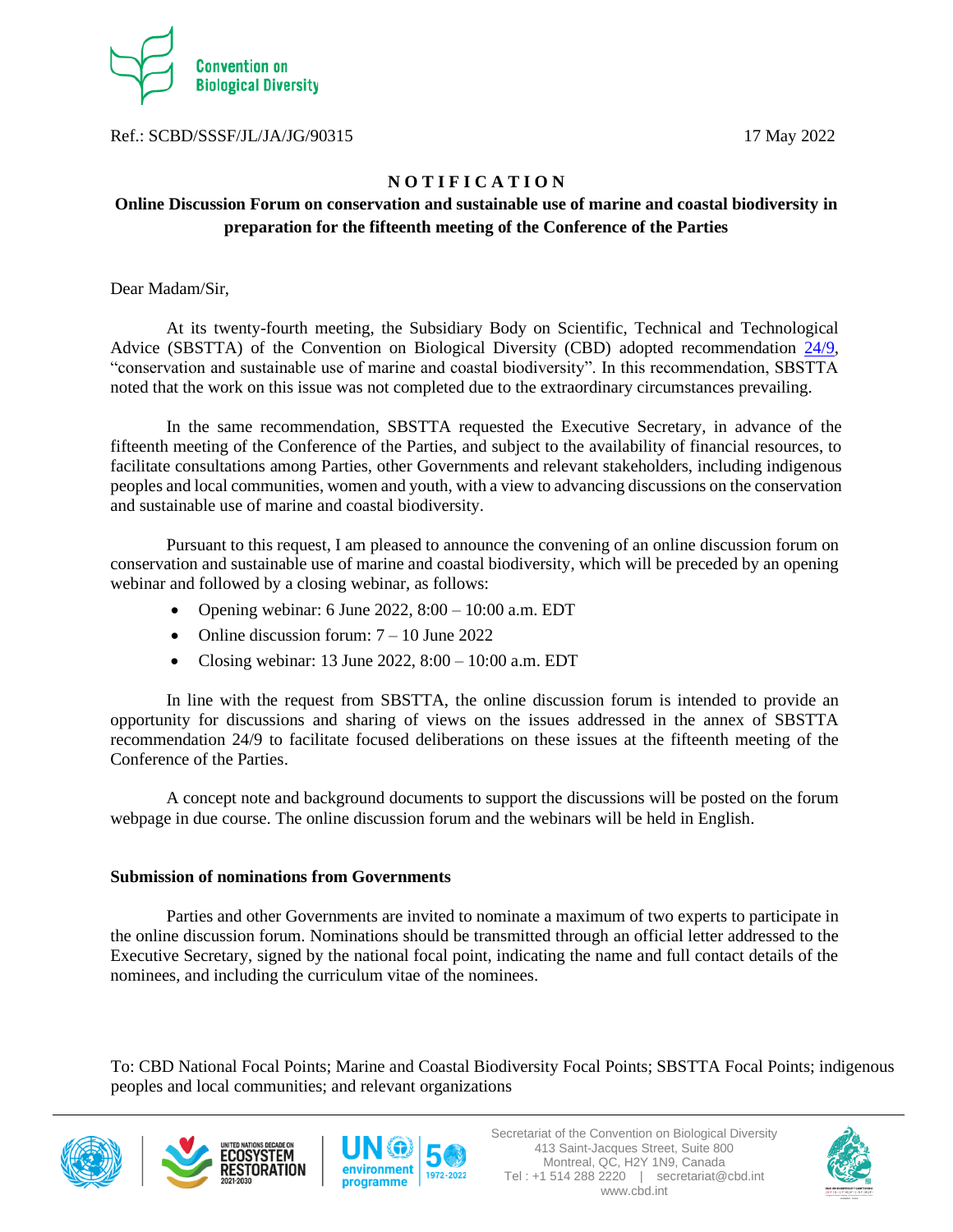Convention on Biological Diversity

Ref.: SCBD/SSSF/JL/JA/JG/90315 17 May 2022

**NOTIFICATION**

**Online Discussion Forum on conservation and sustainable use of marine and coastal biodiversity in preparation for the fifteenth meeting of the Conference of the Parties**

Dear Madam/Sir,

At its twenty-fourth meeting, the Subsidiary Body on Scientific, Technical and Technological Advice (SBSTTA) of the Convention on Biological Diversity (CBD) adopted recommendation 24/9, "conservation and sustainable use of marine and coastal biodiversity". In this recommendation, SBSTTA noted that the work on this issue was not completed due to the extraordinary circumstances prevailing.

In the same recommendation, SBSTTA requested the Executive Secretary, in advance of the fifteenth meeting of the Conference of the Parties, and subject to the availability of financial resources, to facilitate consultations among Parties, other Governments and relevant stakeholders, including indigenous peoples and local communities, women and youth, with a view to advancing discussions on the conservation and sustainable use of marine and coastal biodiversity.

Pursuant to this request, I am pleased to announce the convening of an online discussion forum on conservation and sustainable use of marine and coastal biodiversity, which will be preceded by an opening webinar and followed by a closing webinar, as follows:

- Opening webinar: 6 June 2022, 8:00 – 10:00 a.m. EDT
- Online discussion forum: 7 – 10 June 2022
- Closing webinar: 13 June 2022, 8:00 – 10:00 a.m. EDT

In line with the request from SBSTTA, the online discussion forum is intended to provide an opportunity for discussions and sharing of views on the issues addressed in the annex of SBSTTA recommendation 24/9 to facilitate focused deliberations on these issues at the fifteenth meeting of the Conference of the Parties.

A concept note and background documents to support the discussions will be posted on the forum webpage in due course. The online discussion forum and the webinars will be held in English.

**Submission of nominations from Governments**

Parties and other Governments are invited to nominate a maximum of two experts to participate in the online discussion forum. Nominations should be transmitted through an official letter addressed to the Executive Secretary, signed by the national focal point, indicating the name and full contact details of the nominees, and including the curriculum vitae of the nominees.

To: CBD National Focal Points; Marine and Coastal Biodiversity Focal Points; SBSTTA Focal Points; indigenous peoples and local communities; and relevant organizations

Secretariat of the Convention on Biological Diversity
413 Saint-Jacques Street, Suite 800
Montreal, QC, H2Y 1N9, Canada
Tel : +1 514 288 2220 | secretariat@cbd.int
www.cbd.int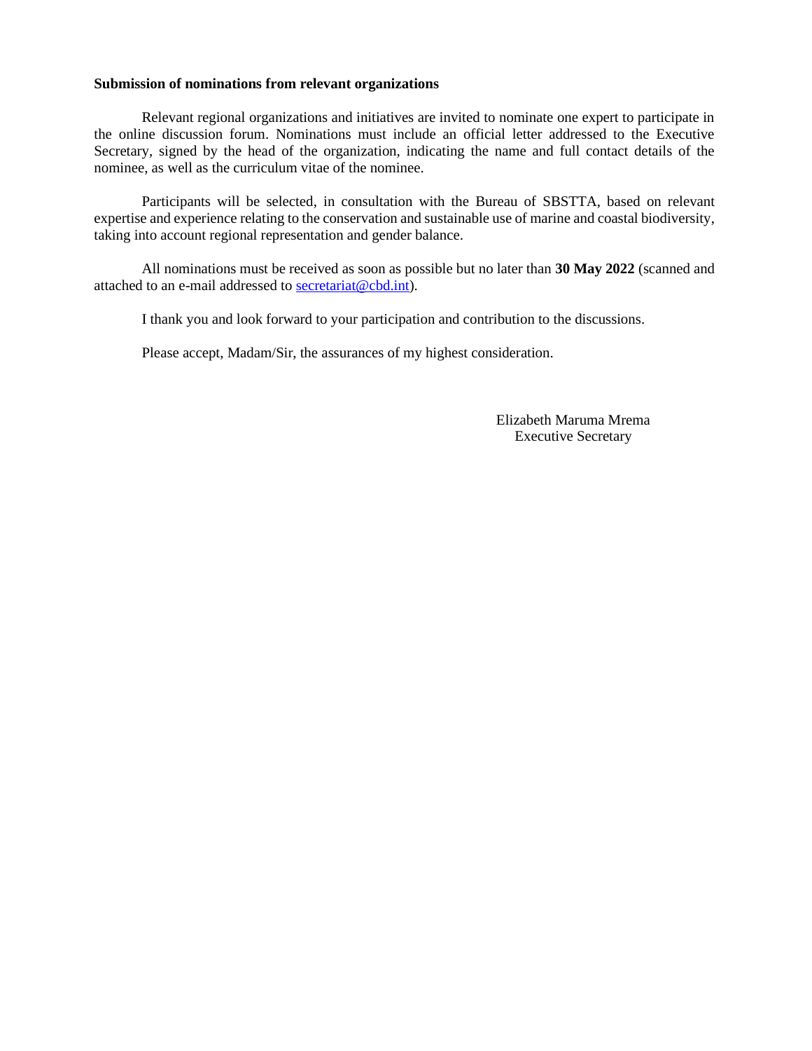**Submission of nominations from relevant organizations**

Relevant regional organizations and initiatives are invited to nominate one expert to participate in the online discussion forum. Nominations must include an official letter addressed to the Executive Secretary, signed by the head of the organization, indicating the name and full contact details of the nominee, as well as the curriculum vitae of the nominee.

Participants will be selected, in consultation with the Bureau of SBSTTA, based on relevant expertise and experience relating to the conservation and sustainable use of marine and coastal biodiversity, taking into account regional representation and gender balance.

All nominations must be received as soon as possible but no later than **30 May 2022** (scanned and attached to an e-mail addressed to secretariat@cbd.int).

I thank you and look forward to your participation and contribution to the discussions.

Please accept, Madam/Sir, the assurances of my highest consideration.

Elizabeth Maruma Mrema
Executive Secretary